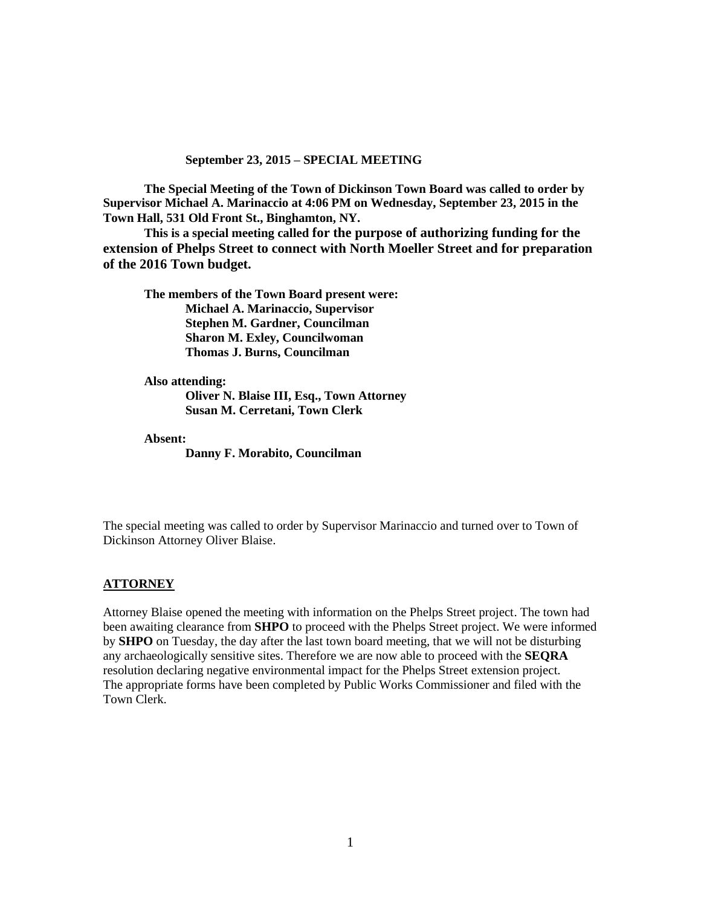**September 23, 2015 – SPECIAL MEETING**

**The Special Meeting of the Town of Dickinson Town Board was called to order by Supervisor Michael A. Marinaccio at 4:06 PM on Wednesday, September 23, 2015 in the Town Hall, 531 Old Front St., Binghamton, NY.**

**This is a special meeting called for the purpose of authorizing funding for the extension of Phelps Street to connect with North Moeller Street and for preparation of the 2016 Town budget.**

**The members of the Town Board present were:**
**Michael A. Marinaccio, Supervisor**
**Stephen M. Gardner, Councilman**
**Sharon M. Exley, Councilwoman**
**Thomas J. Burns, Councilman**

**Also attending:**
**Oliver N. Blaise III, Esq., Town Attorney**
**Susan M. Cerretani, Town Clerk**

**Absent:**
**Danny F. Morabito, Councilman**

The special meeting was called to order by Supervisor Marinaccio and turned over to Town of Dickinson Attorney Oliver Blaise.

## ATTORNEY

Attorney Blaise opened the meeting with information on the Phelps Street project. The town had been awaiting clearance from **SHPO** to proceed with the Phelps Street project. We were informed by **SHPO** on Tuesday, the day after the last town board meeting, that we will not be disturbing any archaeologically sensitive sites. Therefore we are now able to proceed with the **SEQRA** resolution declaring negative environmental impact for the Phelps Street extension project. The appropriate forms have been completed by Public Works Commissioner and filed with the Town Clerk.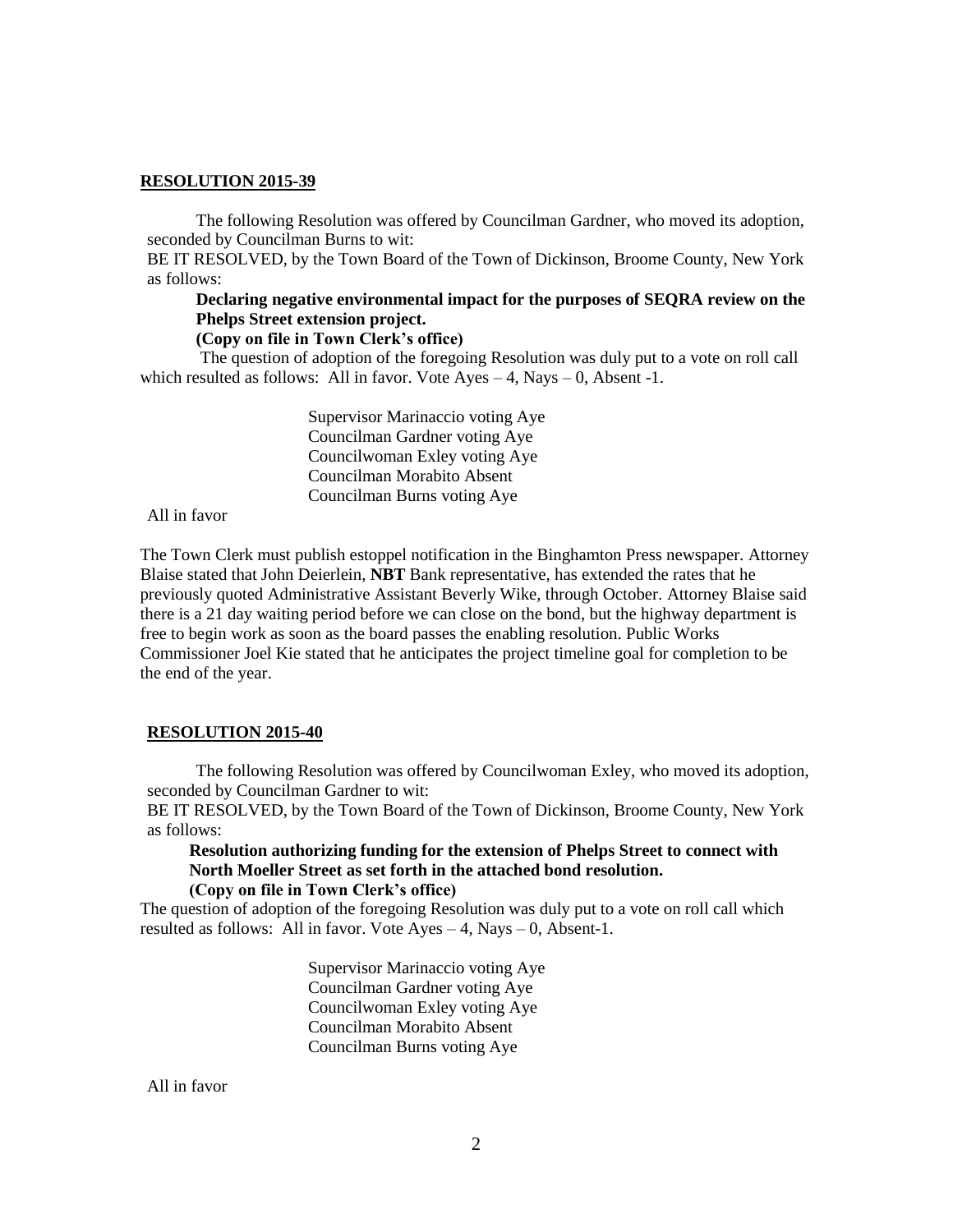**RESOLUTION 2015-39**

The following Resolution was offered by Councilman Gardner, who moved its adoption, seconded by Councilman Burns to wit:

BE IT RESOLVED, by the Town Board of the Town of Dickinson, Broome County, New York as follows:

**Declaring negative environmental impact for the purposes of SEQRA review on the Phelps Street extension project.**

**(Copy on file in Town Clerk's office)**

The question of adoption of the foregoing Resolution was duly put to a vote on roll call which resulted as follows: All in favor. Vote Ayes – 4, Nays – 0, Absent -1.

Supervisor Marinaccio voting Aye
Councilman Gardner voting Aye
Councilwoman Exley voting Aye
Councilman Morabito Absent
Councilman Burns voting Aye

All in favor

The Town Clerk must publish estoppel notification in the Binghamton Press newspaper. Attorney Blaise stated that John Deierlein, **NBT** Bank representative, has extended the rates that he previously quoted Administrative Assistant Beverly Wike, through October. Attorney Blaise said there is a 21 day waiting period before we can close on the bond, but the highway department is free to begin work as soon as the board passes the enabling resolution. Public Works Commissioner Joel Kie stated that he anticipates the project timeline goal for completion to be the end of the year.

**RESOLUTION 2015-40**

The following Resolution was offered by Councilwoman Exley, who moved its adoption, seconded by Councilman Gardner to wit:

BE IT RESOLVED, by the Town Board of the Town of Dickinson, Broome County, New York as follows:

**Resolution authorizing funding for the extension of Phelps Street to connect with North Moeller Street as set forth in the attached bond resolution.**

**(Copy on file in Town Clerk's office)**

The question of adoption of the foregoing Resolution was duly put to a vote on roll call which resulted as follows: All in favor. Vote Ayes – 4, Nays – 0, Absent-1.

Supervisor Marinaccio voting Aye
Councilman Gardner voting Aye
Councilwoman Exley voting Aye
Councilman Morabito Absent
Councilman Burns voting Aye

All in favor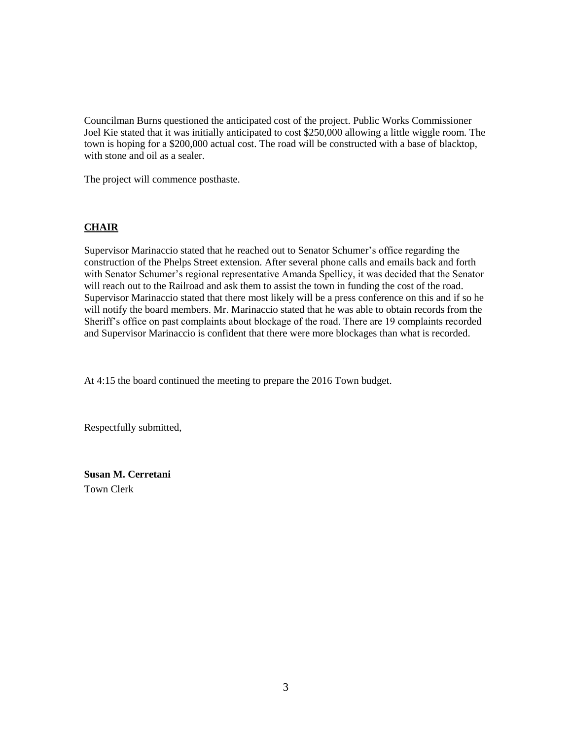Councilman Burns questioned the anticipated cost of the project. Public Works Commissioner Joel Kie stated that it was initially anticipated to cost $250,000 allowing a little wiggle room. The town is hoping for a $200,000 actual cost. The road will be constructed with a base of blacktop, with stone and oil as a sealer.

The project will commence posthaste.

## **CHAIR**

Supervisor Marinaccio stated that he reached out to Senator Schumer's office regarding the construction of the Phelps Street extension. After several phone calls and emails back and forth with Senator Schumer's regional representative Amanda Spellicy, it was decided that the Senator will reach out to the Railroad and ask them to assist the town in funding the cost of the road. Supervisor Marinaccio stated that there most likely will be a press conference on this and if so he will notify the board members. Mr. Marinaccio stated that he was able to obtain records from the Sheriff's office on past complaints about blockage of the road. There are 19 complaints recorded and Supervisor Marinaccio is confident that there were more blockages than what is recorded.

At 4:15 the board continued the meeting to prepare the 2016 Town budget.

Respectfully submitted,

**Susan M. Cerretani**
Town Clerk